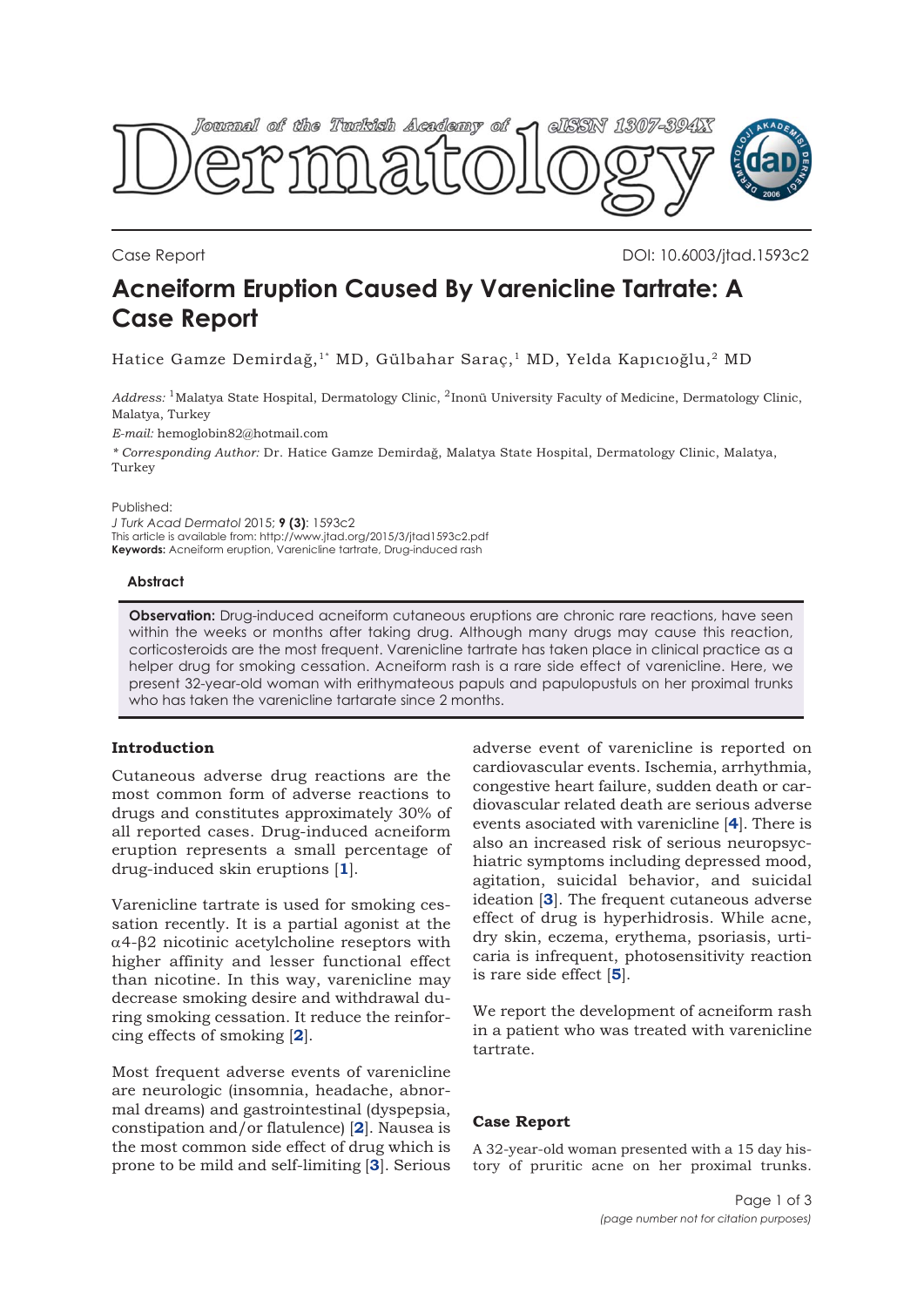Case Report

DOI: 10.6003/jtad.1593c2

# Acneiform Eruption Caused By Varenicline Tartrate: A Case Report

Hatice Gamze Demirdağ,[1*] MD, Gülbahar Saraç,[1] MD, Yelda Kapıcıoğlu,[2] MD

*Address:* [1]Malatya State Hospital, Dermatology Clinic, [2]Inonü University Faculty of Medicine, Dermatology Clinic, Malatya, Turkey

*E-mail:* hemoglobin82@hotmail.com

*\* Corresponding Author:* Dr. Hatice Gamze Demirdağ, Malatya State Hospital, Dermatology Clinic, Malatya, Turkey

Published:

*J Turk Acad Dermatol* 2015; **9 (3)**: 1593c2

This article is available from: http://www.jtad.org/2015/3/jtad1593c2.pdf

**Keywords:** Acneiform eruption, Varenicline tartrate, Drug-induced rash

### Abstract

**Observation:** Drug-induced acneiform cutaneous eruptions are chronic rare reactions, have seen within the weeks or months after taking drug. Although many drugs may cause this reaction, corticosteroids are the most frequent. Varenicline tartrate has taken place in clinical practice as a helper drug for smoking cessation. Acneiform rash is a rare side effect of varenicline. Here, we present 32-year-old woman with erithymateous papuls and papulopustuls on her proximal trunks who has taken the varenicline tartarate since 2 months.

## Introduction

Cutaneous adverse drug reactions are the most common form of adverse reactions to drugs and constitutes approximately 30% of all reported cases. Drug-induced acneiform eruption represents a small percentage of drug-induced skin eruptions [1].

Varenicline tartrate is used for smoking cessation recently. It is a partial agonist at the α4-β2 nicotinic acetylcholine reseptors with higher affinity and lesser functional effect than nicotine. In this way, varenicline may decrease smoking desire and withdrawal during smoking cessation. It reduce the reinforcing effects of smoking [2].

Most frequent adverse events of varenicline are neurologic (insomnia, headache, abnormal dreams) and gastrointestinal (dyspepsia, constipation and/or flatulence) [2]. Nausea is the most common side effect of drug which is prone to be mild and self-limiting [3]. Serious adverse event of varenicline is reported on cardiovascular events. Ischemia, arrhythmia, congestive heart failure, sudden death or cardiovascular related death are serious adverse events asociated with varenicline [4]. There is also an increased risk of serious neuropsychiatric symptoms including depressed mood, agitation, suicidal behavior, and suicidal ideation [3]. The frequent cutaneous adverse effect of drug is hyperhidrosis. While acne, dry skin, eczema, erythema, psoriasis, urticaria is infrequent, photosensitivity reaction is rare side effect [5].

We report the development of acneiform rash in a patient who was treated with varenicline tartrate.

## Case Report

A 32-year-old woman presented with a 15 day history of pruritic acne on her proximal trunks.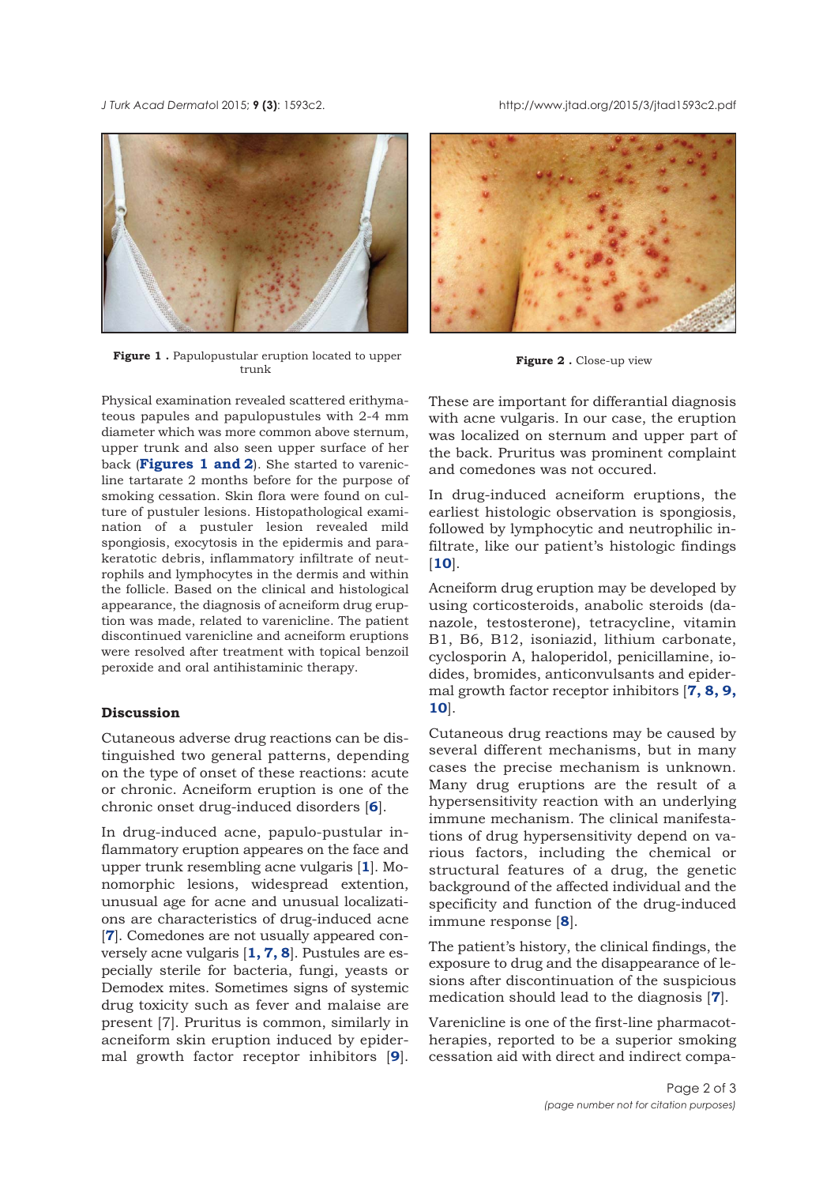**Figure 1 .** Papulopustular eruption located to upper trunk

**Figure 2 .** Close-up view

Physical examination revealed scattered erithymateous papules and papulopustules with 2-4 mm diameter which was more common above sternum, upper trunk and also seen upper surface of her back (**Figures 1 and 2**). She started to varenicline tartarate 2 months before for the purpose of smoking cessation. Skin flora were found on culture of pustuler lesions. Histopathological examination of a pustuler lesion revealed mild spongiosis, exocytosis in the epidermis and parakeratotic debris, inflammatory infiltrate of neutrophils and lymphocytes in the dermis and within the follicle. Based on the clinical and histological appearance, the diagnosis of acneiform drug eruption was made, related to varenicline. The patient discontinued varenicline and acneiform eruptions were resolved after treatment with topical benzoil peroxide and oral antihistaminic therapy.

## Discussion

Cutaneous adverse drug reactions can be distinguished two general patterns, depending on the type of onset of these reactions: acute or chronic. Acneiform eruption is one of the chronic onset drug-induced disorders [**6**].

In drug-induced acne, papulo-pustular inflammatory eruption appeares on the face and upper trunk resembling acne vulgaris [**1**]. Monomorphic lesions, widespread extention, unusual age for acne and unusual localizations are characteristics of drug-induced acne [**7**]. Comedones are not usually appeared conversely acne vulgaris [**1, 7, 8**]. Pustules are especially sterile for bacteria, fungi, yeasts or Demodex mites. Sometimes signs of systemic drug toxicity such as fever and malaise are present [7]. Pruritus is common, similarly in acneiform skin eruption induced by epidermal growth factor receptor inhibitors [**9**]. These are important for differantial diagnosis with acne vulgaris. In our case, the eruption was localized on sternum and upper part of the back. Pruritus was prominent complaint and comedones was not occured.

In drug-induced acneiform eruptions, the earliest histologic observation is spongiosis, followed by lymphocytic and neutrophilic infiltrate, like our patient's histologic findings [**10**].

Acneiform drug eruption may be developed by using corticosteroids, anabolic steroids (danazole, testosterone), tetracycline, vitamin B1, B6, B12, isoniazid, lithium carbonate, cyclosporin A, haloperidol, penicillamine, iodides, bromides, anticonvulsants and epidermal growth factor receptor inhibitors [**7, 8, 9, 10**].

Cutaneous drug reactions may be caused by several different mechanisms, but in many cases the precise mechanism is unknown. Many drug eruptions are the result of a hypersensitivity reaction with an underlying immune mechanism. The clinical manifestations of drug hypersensitivity depend on various factors, including the chemical or structural features of a drug, the genetic background of the affected individual and the specificity and function of the drug-induced immune response [**8**].

The patient's history, the clinical findings, the exposure to drug and the disappearance of lesions after discontinuation of the suspicious medication should lead to the diagnosis [**7**].

Varenicline is one of the first-line pharmacotherapies, reported to be a superior smoking cessation aid with direct and indirect compa-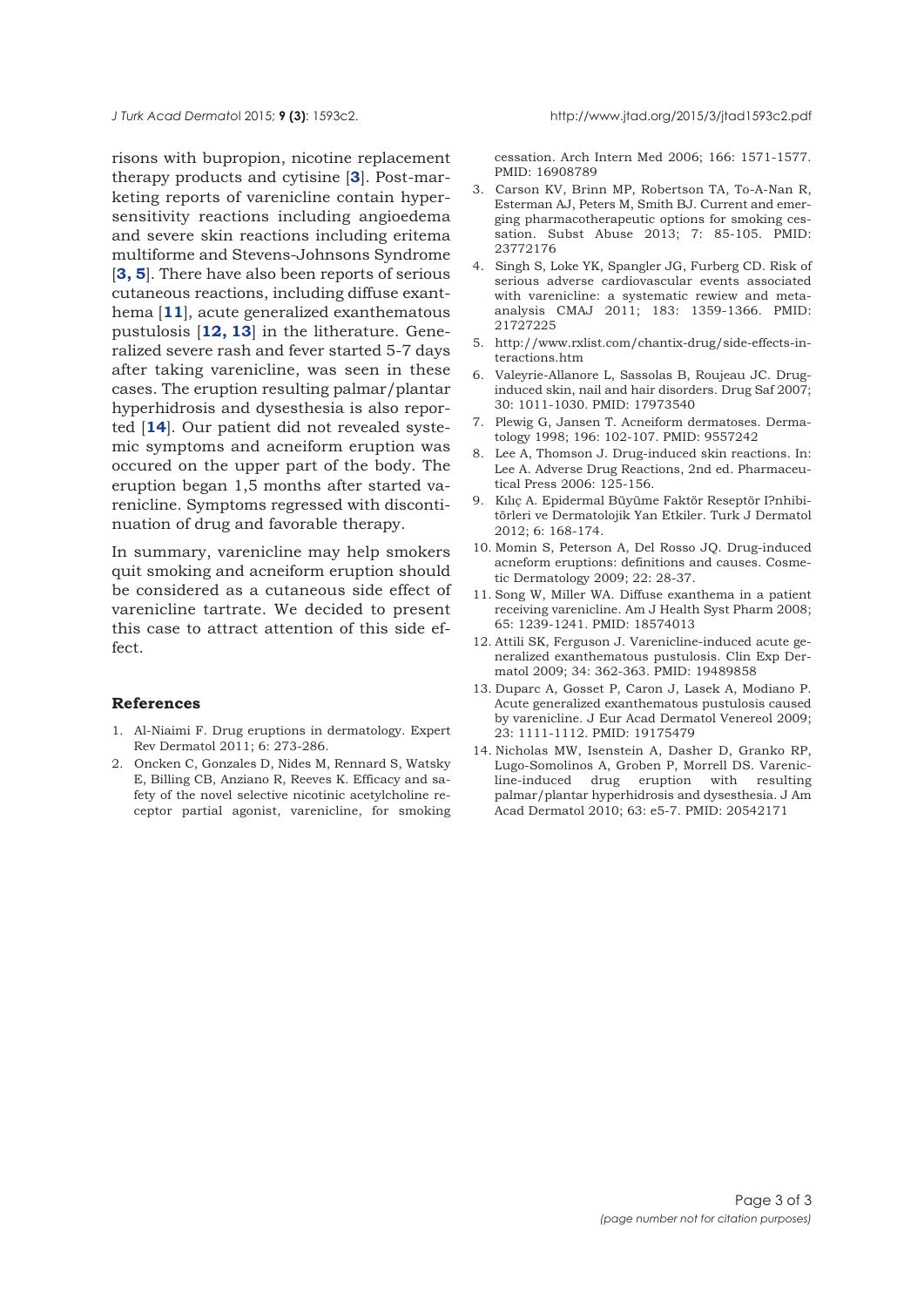risons with bupropion, nicotine replacement therapy products and cytisine [**3**]. Post-marketing reports of varenicline contain hypersensitivity reactions including angioedema and severe skin reactions including eritema multiforme and Stevens-Johnsons Syndrome [**3, 5**]. There have also been reports of serious cutaneous reactions, including diffuse exanthema [**11**], acute generalized exanthematous pustulosis [**12, 13**] in the litherature. Generalized severe rash and fever started 5-7 days after taking varenicline, was seen in these cases. The eruption resulting palmar/plantar hyperhidrosis and dysesthesia is also reported [**14**]. Our patient did not revealed systemic symptoms and acneiform eruption was occured on the upper part of the body. The eruption began 1,5 months after started varenicline. Symptoms regressed with discontinuation of drug and favorable therapy.

In summary, varenicline may help smokers quit smoking and acneiform eruption should be considered as a cutaneous side effect of varenicline tartrate. We decided to present this case to attract attention of this side effect.

## References

1. Al-Niaimi F. Drug eruptions in dermatology. Expert Rev Dermatol 2011; 6: 273-286.
2. Oncken C, Gonzales D, Nides M, Rennard S, Watsky E, Billing CB, Anziano R, Reeves K. Efficacy and safety of the novel selective nicotinic acetylcholine receptor partial agonist, varenicline, for smoking cessation. Arch Intern Med 2006; 166: 1571-1577. PMID: 16908789
3. Carson KV, Brinn MP, Robertson TA, To-A-Nan R, Esterman AJ, Peters M, Smith BJ. Current and emerging pharmacotherapeutic options for smoking cessation. Subst Abuse 2013; 7: 85-105. PMID: 23772176
4. Singh S, Loke YK, Spangler JG, Furberg CD. Risk of serious adverse cardiovascular events associated with varenicline: a systematic rewiew and meta-analysis CMAJ 2011; 183: 1359-1366. PMID: 21727225
5. http://www.rxlist.com/chantix-drug/side-effects-interactions.htm
6. Valeyrie-Allanore L, Sassolas B, Roujeau JC. Drug-induced skin, nail and hair disorders. Drug Saf 2007; 30: 1011-1030. PMID: 17973540
7. Plewig G, Jansen T. Acneiform dermatoses. Dermatology 1998; 196: 102-107. PMID: 9557242
8. Lee A, Thomson J. Drug-induced skin reactions. In: Lee A. Adverse Drug Reactions, 2nd ed. Pharmaceutical Press 2006: 125-156.
9. Kılıç A. Epidermal Büyüme Faktör Reseptör I?nhibitörleri ve Dermatolojik Yan Etkiler. Turk J Dermatol 2012; 6: 168-174.
10. Momin S, Peterson A, Del Rosso JQ. Drug-induced acneform eruptions: definitions and causes. Cosmetic Dermatology 2009; 22: 28-37.
11. Song W, Miller WA. Diffuse exanthema in a patient receiving varenicline. Am J Health Syst Pharm 2008; 65: 1239-1241. PMID: 18574013
12. Attili SK, Ferguson J. Varenicline-induced acute generalized exanthematous pustulosis. Clin Exp Dermatol 2009; 34: 362-363. PMID: 19489858
13. Duparc A, Gosset P, Caron J, Lasek A, Modiano P. Acute generalized exanthematous pustulosis caused by varenicline. J Eur Acad Dermatol Venereol 2009; 23: 1111-1112. PMID: 19175479
14. Nicholas MW, Isenstein A, Dasher D, Granko RP, Lugo-Somolinos A, Groben P, Morrell DS. Varenicline-induced drug eruption with resulting palmar/plantar hyperhidrosis and dysesthesia. J Am Acad Dermatol 2010; 63: e5-7. PMID: 20542171